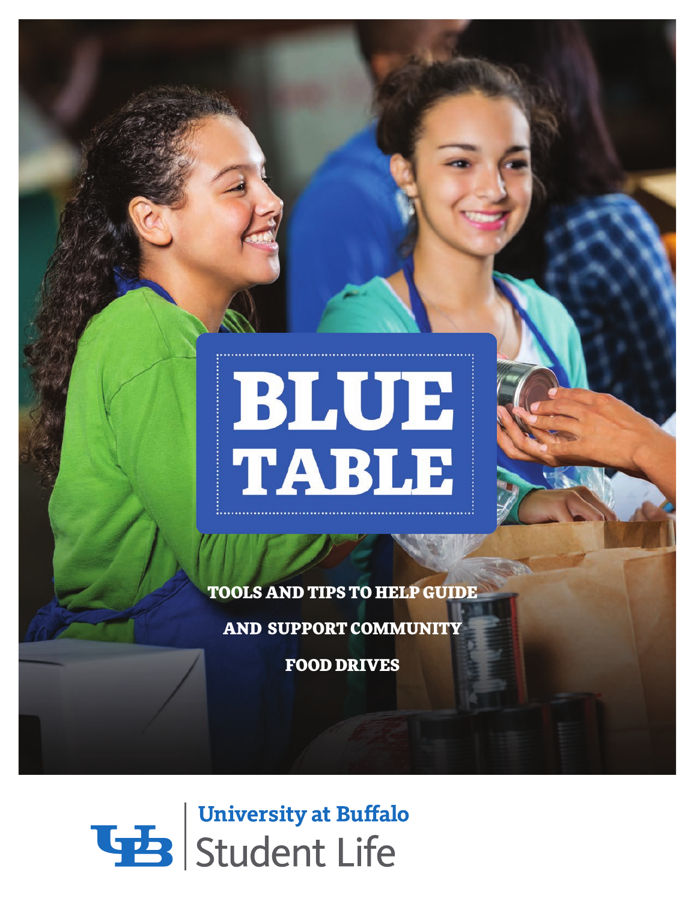# BLUE TABLE

**TOOLS AND TIPS TO HELP GUIDE AND SUPPORT COMMUNITY FOOD DRIVES**

University at Buffalo
Student Life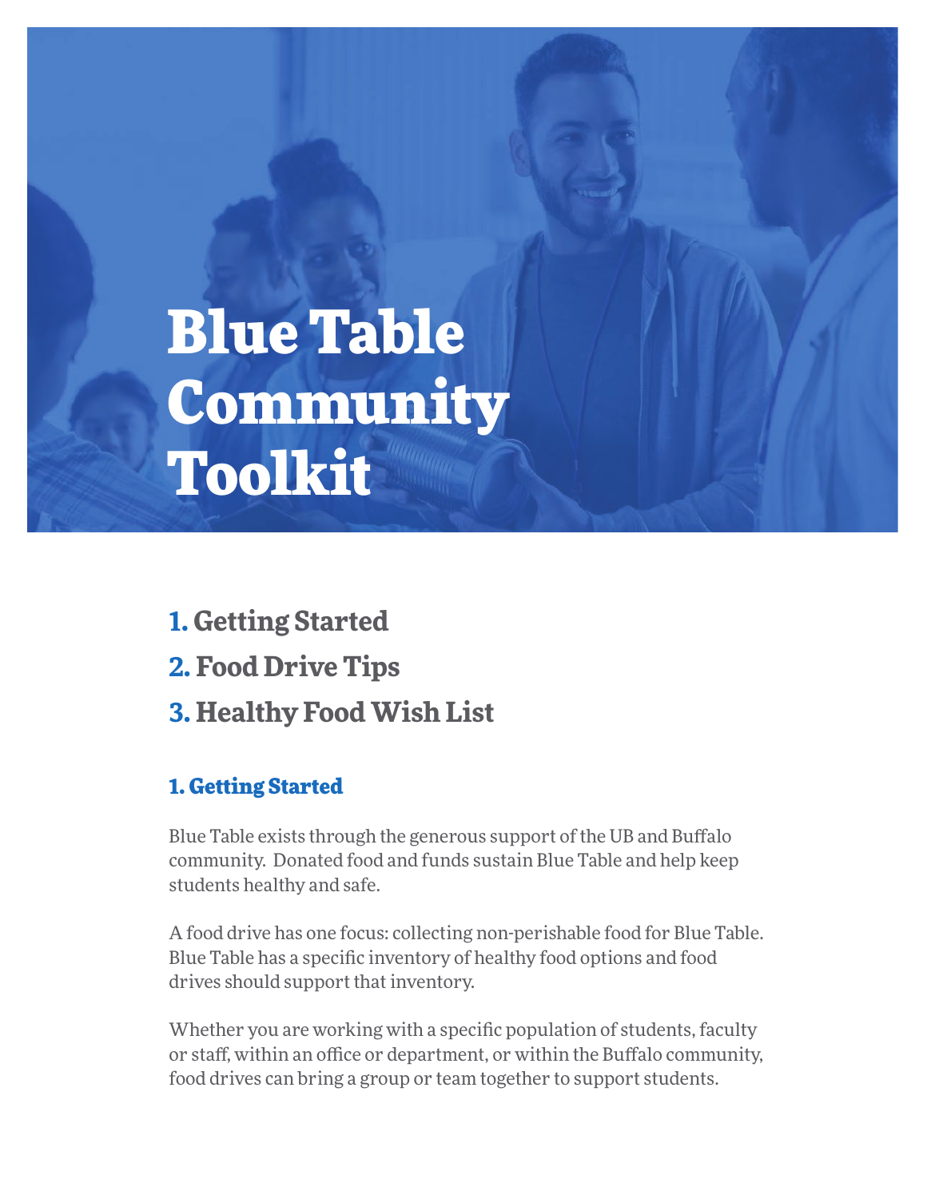# Blue Table Community Toolkit

1. Getting Started
2. Food Drive Tips
3. Healthy Food Wish List

## 1. Getting Started

Blue Table exists through the generous support of the UB and Buffalo community. Donated food and funds sustain Blue Table and help keep students healthy and safe.

A food drive has one focus: collecting non-perishable food for Blue Table. Blue Table has a specific inventory of healthy food options and food drives should support that inventory.

Whether you are working with a specific population of students, faculty or staff, within an office or department, or within the Buffalo community, food drives can bring a group or team together to support students.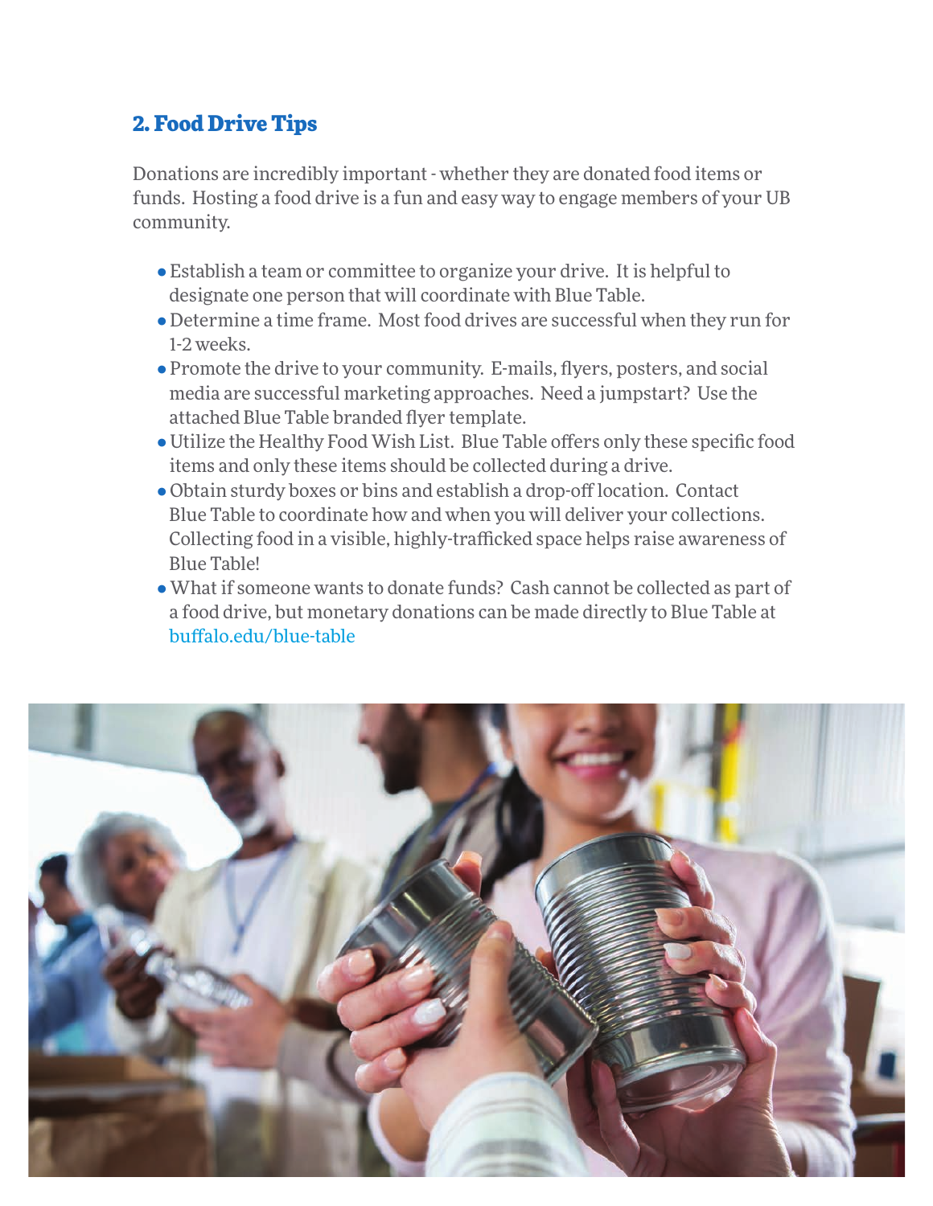## 2. Food Drive Tips

Donations are incredibly important - whether they are donated food items or funds. Hosting a food drive is a fun and easy way to engage members of your UB community.

- Establish a team or committee to organize your drive. It is helpful to designate one person that will coordinate with Blue Table.
- Determine a time frame. Most food drives are successful when they run for 1-2 weeks.
- Promote the drive to your community. E-mails, flyers, posters, and social media are successful marketing approaches. Need a jumpstart? Use the attached Blue Table branded flyer template.
- Utilize the Healthy Food Wish List. Blue Table offers only these specific food items and only these items should be collected during a drive.
- Obtain sturdy boxes or bins and establish a drop-off location. Contact Blue Table to coordinate how and when you will deliver your collections. Collecting food in a visible, highly-trafficked space helps raise awareness of Blue Table!
- What if someone wants to donate funds? Cash cannot be collected as part of a food drive, but monetary donations can be made directly to Blue Table at buffalo.edu/blue-table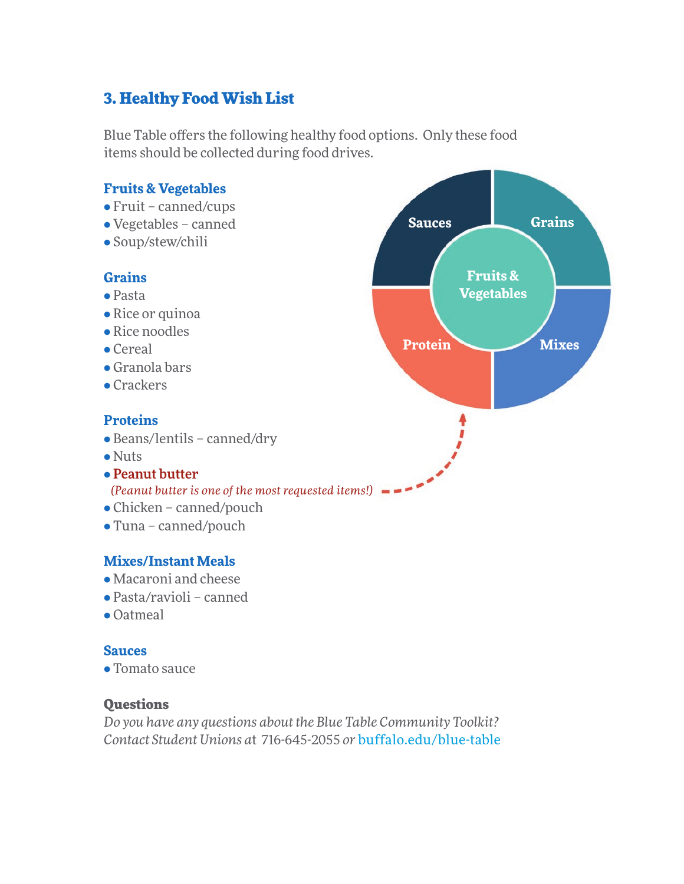## 3. Healthy Food Wish List

Blue Table offers the following healthy food options. Only these food items should be collected during food drives.

### Fruits & Vegetables

- Fruit – canned/cups
- Vegetables – canned
- Soup/stew/chili

### Grains

- Pasta
- Rice or quinoa
- Rice noodles
- Cereal
- Granola bars
- Crackers

### Proteins

- Beans/lentils – canned/dry
- Nuts
- **Peanut butter**
  *(Peanut butter is one of the most requested items!)*
- Chicken – canned/pouch
- Tuna – canned/pouch

### Mixes/Instant Meals

- Macaroni and cheese
- Pasta/ravioli – canned
- Oatmeal

### Sauces

- Tomato sauce

Sauces
Grains
Fruits & Vegetables
Protein
Mixes

### Questions

*Do you have any questions about the Blue Table Community Toolkit? Contact Student Unions at* 716-645-2055 *or* buffalo.edu/blue-table